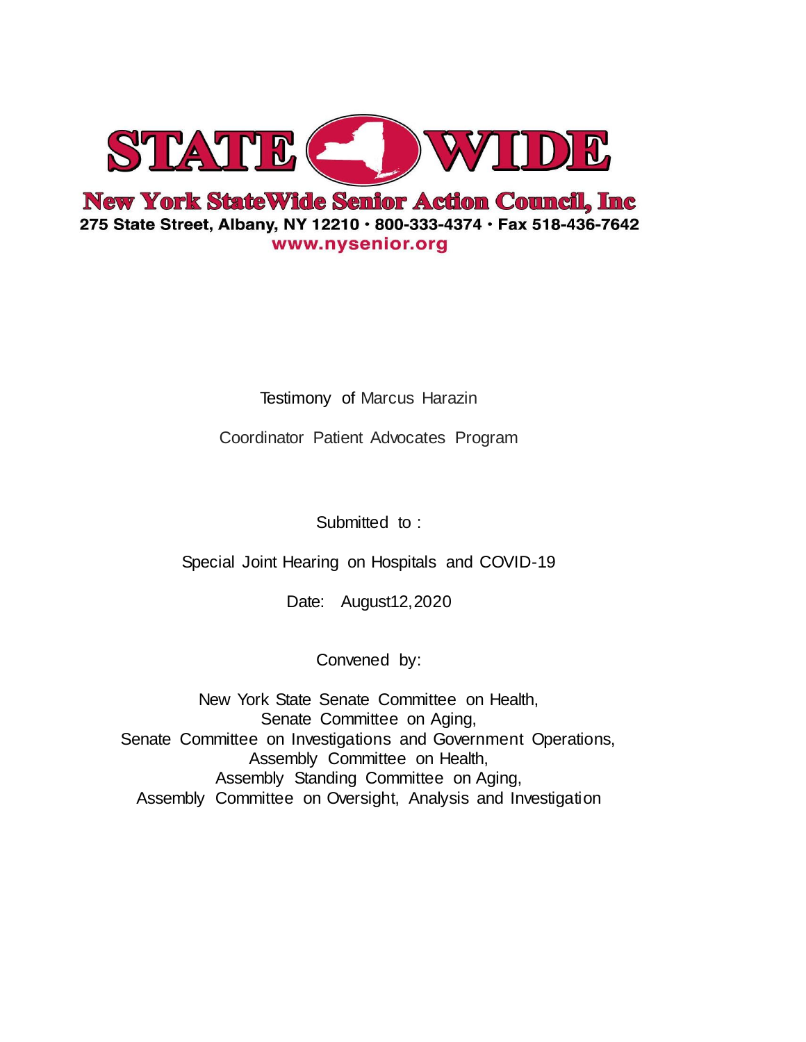# STATE WIDE

## New York StateWide Senior Action Council, Inc

275 State Street, Albany, NY 12210 · 800-333-4374 · Fax 518-436-7642

www.nysenior.org

Testimony of Marcus Harazin

Coordinator Patient Advocates Program

Submitted to :

Special Joint Hearing on Hospitals and COVID-19

Date: August12,2020

Convened by:

New York State Senate Committee on Health,
Senate Committee on Aging,
Senate Committee on Investigations and Government Operations,
Assembly Committee on Health,
Assembly Standing Committee on Aging,
Assembly Committee on Oversight, Analysis and Investigation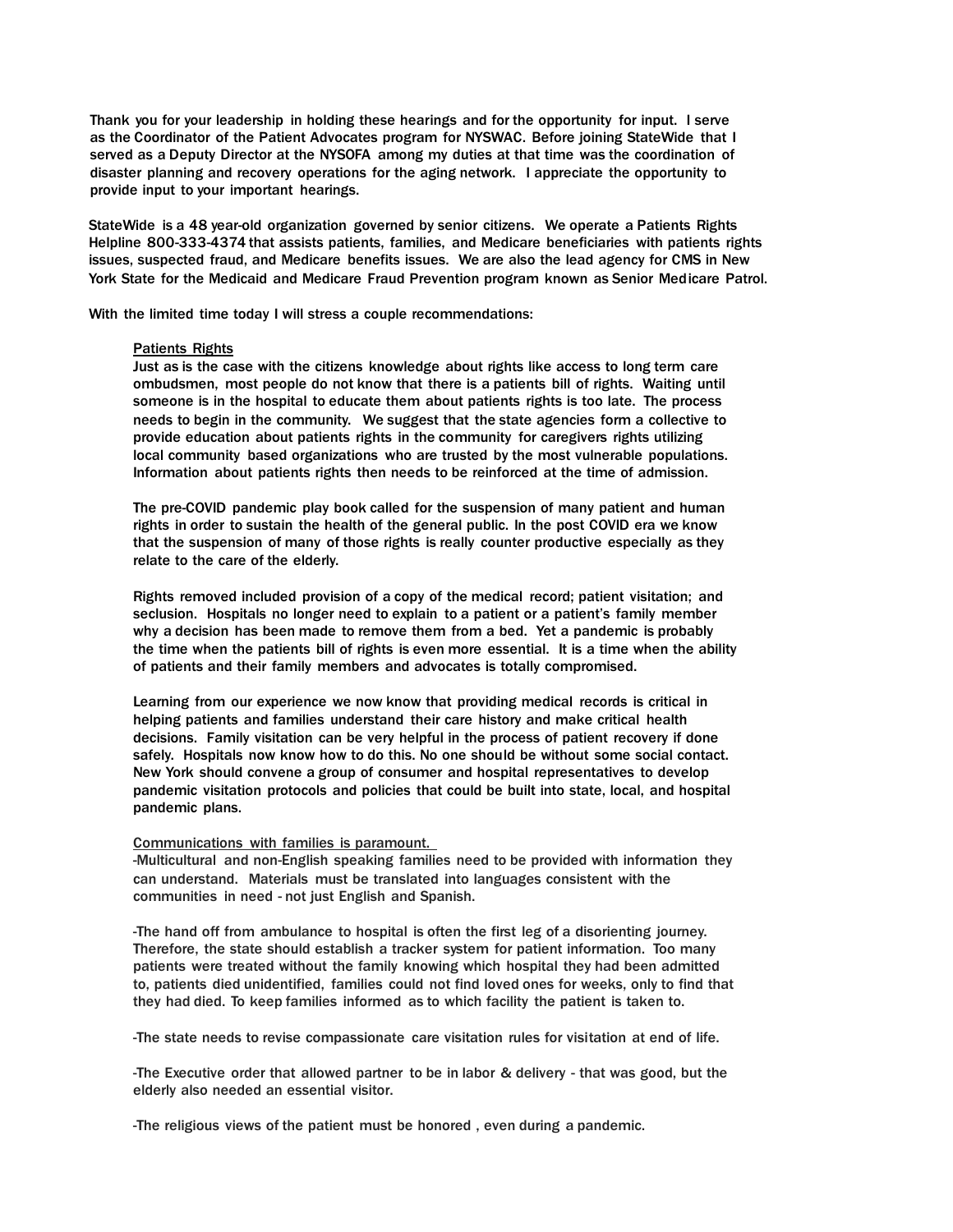Thank you for your leadership in holding these hearings and for the opportunity for input. I serve as the Coordinator of the Patient Advocates program for NYSWAC. Before joining StateWide that I served as a Deputy Director at the NYSOFA among my duties at that time was the coordination of disaster planning and recovery operations for the aging network. I appreciate the opportunity to provide input to your important hearings.

StateWide is a 48 year-old organization governed by senior citizens. We operate a Patients Rights Helpline 800-333-4374 that assists patients, families, and Medicare beneficiaries with patients rights issues, suspected fraud, and Medicare benefits issues. We are also the lead agency for CMS in New York State for the Medicaid and Medicare Fraud Prevention program known as Senior Medicare Patrol.

With the limited time today I will stress a couple recommendations:

<u>Patients Rights</u>

Just as is the case with the citizens knowledge about rights like access to long term care ombudsmen, most people do not know that there is a patients bill of rights. Waiting until someone is in the hospital to educate them about patients rights is too late. The process needs to begin in the community. We suggest that the state agencies form a collective to provide education about patients rights in the community for caregivers rights utilizing local community based organizations who are trusted by the most vulnerable populations. Information about patients rights then needs to be reinforced at the time of admission.

The pre-COVID pandemic play book called for the suspension of many patient and human rights in order to sustain the health of the general public. In the post COVID era we know that the suspension of many of those rights is really counter productive especially as they relate to the care of the elderly.

Rights removed included provision of a copy of the medical record; patient visitation; and seclusion. Hospitals no longer need to explain to a patient or a patient's family member why a decision has been made to remove them from a bed. Yet a pandemic is probably the time when the patients bill of rights is even more essential. It is a time when the ability of patients and their family members and advocates is totally compromised.

Learning from our experience we now know that providing medical records is critical in helping patients and families understand their care history and make critical health decisions. Family visitation can be very helpful in the process of patient recovery if done safely. Hospitals now know how to do this. No one should be without some social contact. New York should convene a group of consumer and hospital representatives to develop pandemic visitation protocols and policies that could be built into state, local, and hospital pandemic plans.

<u>Communications with families is paramount.</u>

-Multicultural and non-English speaking families need to be provided with information they can understand. Materials must be translated into languages consistent with the communities in need - not just English and Spanish.

-The hand off from ambulance to hospital is often the first leg of a disorienting journey. Therefore, the state should establish a tracker system for patient information. Too many patients were treated without the family knowing which hospital they had been admitted to, patients died unidentified, families could not find loved ones for weeks, only to find that they had died. To keep families informed as to which facility the patient is taken to.

-The state needs to revise compassionate care visitation rules for visitation at end of life.

-The Executive order that allowed partner to be in labor & delivery - that was good, but the elderly also needed an essential visitor.

-The religious views of the patient must be honored , even during a pandemic.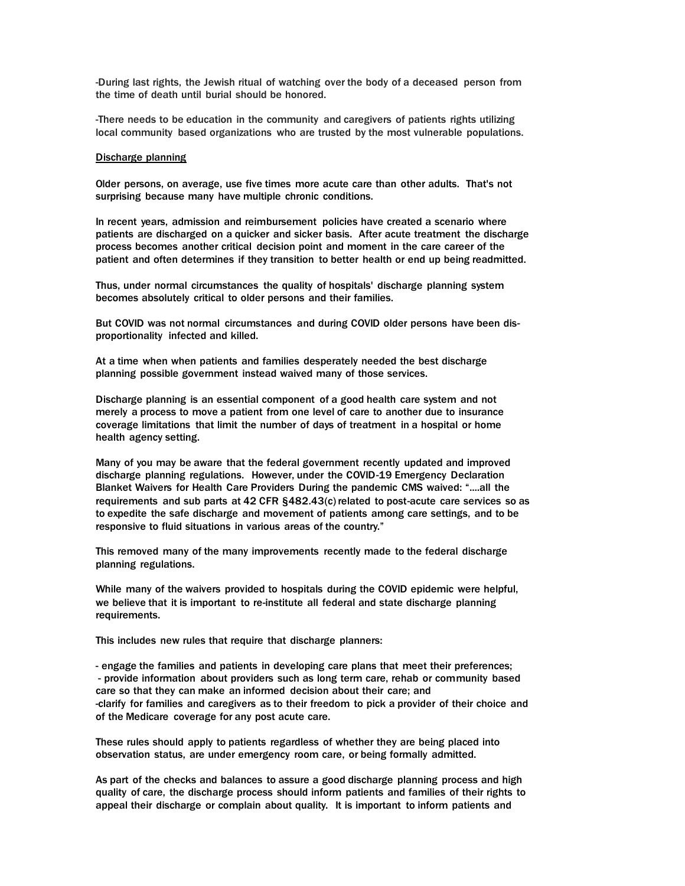-During last rights, the Jewish ritual of watching over the body of a deceased person from the time of death until burial should be honored.

-There needs to be education in the community and caregivers of patients rights utilizing local community based organizations who are trusted by the most vulnerable populations.

<u>Discharge planning</u>

Older persons, on average, use five times more acute care than other adults. That's not surprising because many have multiple chronic conditions.

In recent years, admission and reimbursement policies have created a scenario where patients are discharged on a quicker and sicker basis. After acute treatment the discharge process becomes another critical decision point and moment in the care career of the patient and often determines if they transition to better health or end up being readmitted.

Thus, under normal circumstances the quality of hospitals' discharge planning system becomes absolutely critical to older persons and their families.

But COVID was not normal circumstances and during COVID older persons have been dis-proportionality infected and killed.

At a time when when patients and families desperately needed the best discharge planning possible government instead waived many of those services.

Discharge planning is an essential component of a good health care system and not merely a process to move a patient from one level of care to another due to insurance coverage limitations that limit the number of days of treatment in a hospital or home health agency setting.

Many of you may be aware that the federal government recently updated and improved discharge planning regulations. However, under the COVID-19 Emergency Declaration Blanket Waivers for Health Care Providers During the pandemic CMS waived: "....all the requirements and sub parts at 42 CFR §482.43(c) related to post-acute care services so as to expedite the safe discharge and movement of patients among care settings, and to be responsive to fluid situations in various areas of the country."

This removed many of the many improvements recently made to the federal discharge planning regulations.

While many of the waivers provided to hospitals during the COVID epidemic were helpful, we believe that it is important to re-institute all federal and state discharge planning requirements.

This includes new rules that require that discharge planners:

- engage the families and patients in developing care plans that meet their preferences;
- provide information about providers such as long term care, rehab or community based care so that they can make an informed decision about their care; and
- clarify for families and caregivers as to their freedom to pick a provider of their choice and of the Medicare coverage for any post acute care.

These rules should apply to patients regardless of whether they are being placed into observation status, are under emergency room care, or being formally admitted.

As part of the checks and balances to assure a good discharge planning process and high quality of care, the discharge process should inform patients and families of their rights to appeal their discharge or complain about quality. It is important to inform patients and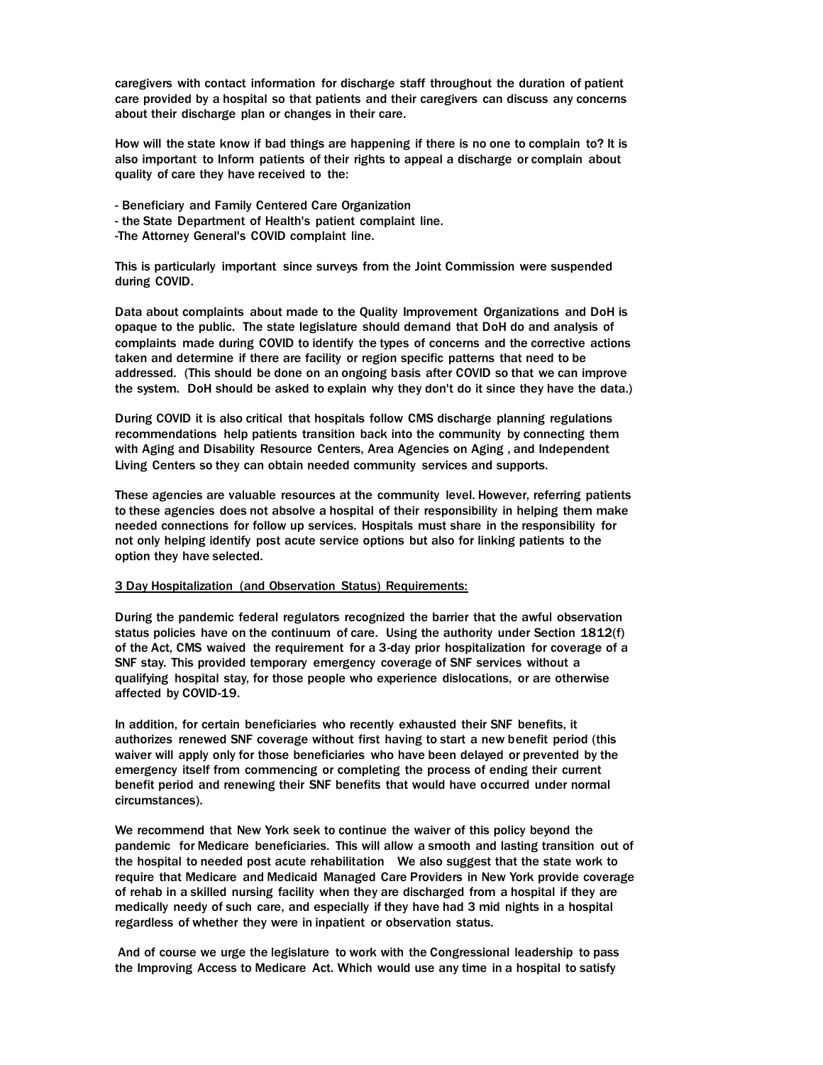caregivers with contact information for discharge staff throughout the duration of patient care provided by a hospital so that patients and their caregivers can discuss any concerns about their discharge plan or changes in their care.

How will the state know if bad things are happening if there is no one to complain to? It is also important to Inform patients of their rights to appeal a discharge or complain about quality of care they have received to the:

- Beneficiary and Family Centered Care Organization
- the State Department of Health's patient complaint line.
-The Attorney General's COVID complaint line.

This is particularly important since surveys from the Joint Commission were suspended during COVID.

Data about complaints about made to the Quality Improvement Organizations and DoH is opaque to the public. The state legislature should demand that DoH do and analysis of complaints made during COVID to identify the types of concerns and the corrective actions taken and determine if there are facility or region specific patterns that need to be addressed. (This should be done on an ongoing basis after COVID so that we can improve the system. DoH should be asked to explain why they don't do it since they have the data.)

During COVID it is also critical that hospitals follow CMS discharge planning regulations recommendations help patients transition back into the community by connecting them with Aging and Disability Resource Centers, Area Agencies on Aging , and Independent Living Centers so they can obtain needed community services and supports.

These agencies are valuable resources at the community level. However, referring patients to these agencies does not absolve a hospital of their responsibility in helping them make needed connections for follow up services. Hospitals must share in the responsibility for not only helping identify post acute service options but also for linking patients to the option they have selected.

<u>3 Day Hospitalization (and Observation Status) Requirements:</u>

During the pandemic federal regulators recognized the barrier that the awful observation status policies have on the continuum of care. Using the authority under Section 1812(f) of the Act, CMS waived the requirement for a 3-day prior hospitalization for coverage of a SNF stay. This provided temporary emergency coverage of SNF services without a qualifying hospital stay, for those people who experience dislocations, or are otherwise affected by COVID-19.

In addition, for certain beneficiaries who recently exhausted their SNF benefits, it authorizes renewed SNF coverage without first having to start a new benefit period (this waiver will apply only for those beneficiaries who have been delayed or prevented by the emergency itself from commencing or completing the process of ending their current benefit period and renewing their SNF benefits that would have occurred under normal circumstances).

We recommend that New York seek to continue the waiver of this policy beyond the pandemic for Medicare beneficiaries. This will allow a smooth and lasting transition out of the hospital to needed post acute rehabilitation We also suggest that the state work to require that Medicare and Medicaid Managed Care Providers in New York provide coverage of rehab in a skilled nursing facility when they are discharged from a hospital if they are medically needy of such care, and especially if they have had 3 mid nights in a hospital regardless of whether they were in inpatient or observation status.

And of course we urge the legislature to work with the Congressional leadership to pass the Improving Access to Medicare Act. Which would use any time in a hospital to satisfy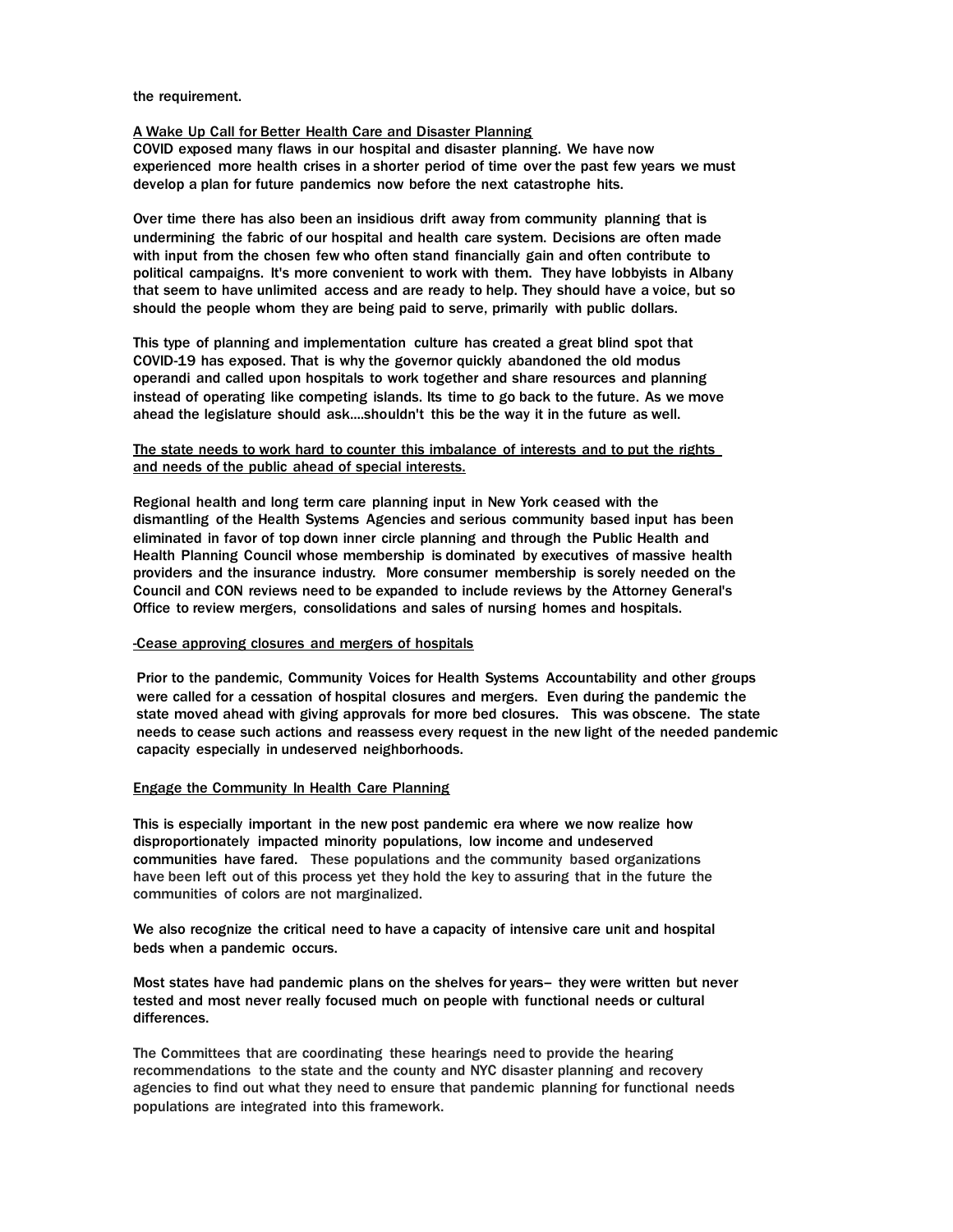the requirement.

<u>A Wake Up Call for Better Health Care and Disaster Planning</u>

COVID exposed many flaws in our hospital and disaster planning. We have now experienced more health crises in a shorter period of time over the past few years we must develop a plan for future pandemics now before the next catastrophe hits.

Over time there has also been an insidious drift away from community planning that is undermining the fabric of our hospital and health care system. Decisions are often made with input from the chosen few who often stand financially gain and often contribute to political campaigns. It's more convenient to work with them. They have lobbyists in Albany that seem to have unlimited access and are ready to help. They should have a voice, but so should the people whom they are being paid to serve, primarily with public dollars.

This type of planning and implementation culture has created a great blind spot that COVID-19 has exposed. That is why the governor quickly abandoned the old modus operandi and called upon hospitals to work together and share resources and planning instead of operating like competing islands. Its time to go back to the future. As we move ahead the legislature should ask....shouldn't this be the way it in the future as well.

<u>The state needs to work hard to counter this imbalance of interests and to put the rights and needs of the public ahead of special interests.</u>

Regional health and long term care planning input in New York ceased with the dismantling of the Health Systems Agencies and serious community based input has been eliminated in favor of top down inner circle planning and through the Public Health and Health Planning Council whose membership is dominated by executives of massive health providers and the insurance industry. More consumer membership is sorely needed on the Council and CON reviews need to be expanded to include reviews by the Attorney General's Office to review mergers, consolidations and sales of nursing homes and hospitals.

<u>-Cease approving closures and mergers of hospitals</u>

Prior to the pandemic, Community Voices for Health Systems Accountability and other groups were called for a cessation of hospital closures and mergers. Even during the pandemic the state moved ahead with giving approvals for more bed closures. This was obscene. The state needs to cease such actions and reassess every request in the new light of the needed pandemic capacity especially in undeserved neighborhoods.

<u>Engage the Community In Health Care Planning</u>

This is especially important in the new post pandemic era where we now realize how disproportionately impacted minority populations, low income and undeserved communities have fared. These populations and the community based organizations have been left out of this process yet they hold the key to assuring that in the future the communities of colors are not marginalized.

We also recognize the critical need to have a capacity of intensive care unit and hospital beds when a pandemic occurs.

Most states have had pandemic plans on the shelves for years– they were written but never tested and most never really focused much on people with functional needs or cultural differences.

The Committees that are coordinating these hearings need to provide the hearing recommendations to the state and the county and NYC disaster planning and recovery agencies to find out what they need to ensure that pandemic planning for functional needs populations are integrated into this framework.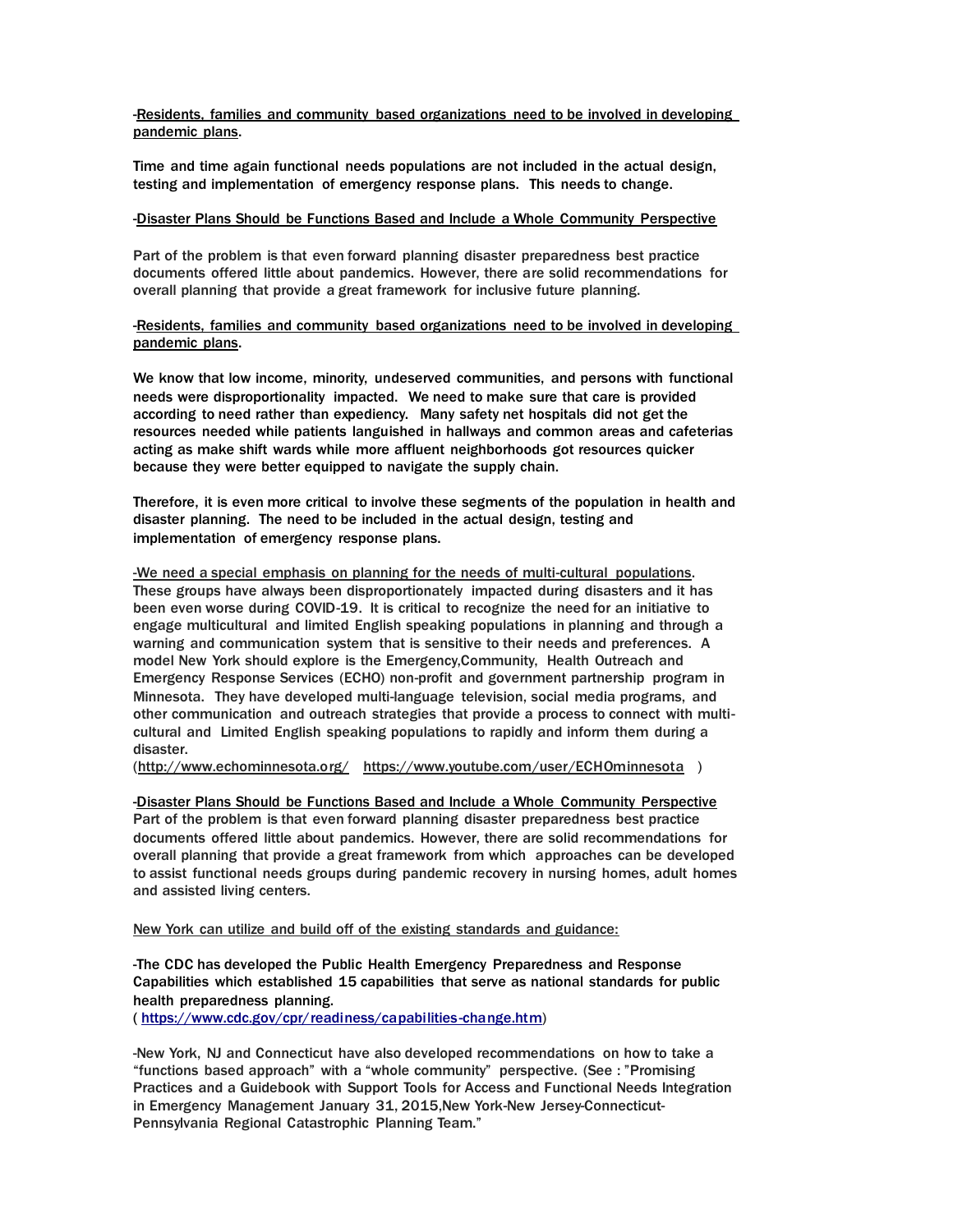-Residents, families and community based organizations need to be involved in developing pandemic plans.

Time and time again functional needs populations are not included in the actual design, testing and implementation of emergency response plans. This needs to change.

-Disaster Plans Should be Functions Based and Include a Whole Community Perspective

Part of the problem is that even forward planning disaster preparedness best practice documents offered little about pandemics. However, there are solid recommendations for overall planning that provide a great framework for inclusive future planning.

-Residents, families and community based organizations need to be involved in developing pandemic plans.

We know that low income, minority, undeserved communities, and persons with functional needs were disproportionality impacted. We need to make sure that care is provided according to need rather than expediency. Many safety net hospitals did not get the resources needed while patients languished in hallways and common areas and cafeterias acting as make shift wards while more affluent neighborhoods got resources quicker because they were better equipped to navigate the supply chain.

Therefore, it is even more critical to involve these segments of the population in health and disaster planning. The need to be included in the actual design, testing and implementation of emergency response plans.

-We need a special emphasis on planning for the needs of multi-cultural populations. These groups have always been disproportionately impacted during disasters and it has been even worse during COVID-19. It is critical to recognize the need for an initiative to engage multicultural and limited English speaking populations in planning and through a warning and communication system that is sensitive to their needs and preferences. A model New York should explore is the Emergency,Community, Health Outreach and Emergency Response Services (ECHO) non-profit and government partnership program in Minnesota. They have developed multi-language television, social media programs, and other communication and outreach strategies that provide a process to connect with multi-cultural and Limited English speaking populations to rapidly and inform them during a disaster.
(http://www.echominnesota.org/ https://www.youtube.com/user/ECHOminnesota )

-Disaster Plans Should be Functions Based and Include a Whole Community Perspective
Part of the problem is that even forward planning disaster preparedness best practice documents offered little about pandemics. However, there are solid recommendations for overall planning that provide a great framework from which approaches can be developed to assist functional needs groups during pandemic recovery in nursing homes, adult homes and assisted living centers.

New York can utilize and build off of the existing standards and guidance:

-The CDC has developed the Public Health Emergency Preparedness and Response Capabilities which established 15 capabilities that serve as national standards for public health preparedness planning.
( https://www.cdc.gov/cpr/readiness/capabilities-change.htm)

-New York, NJ and Connecticut have also developed recommendations on how to take a "functions based approach" with a "whole community" perspective. (See : "Promising Practices and a Guidebook with Support Tools for Access and Functional Needs Integration in Emergency Management January 31, 2015,New York-New Jersey-Connecticut-Pennsylvania Regional Catastrophic Planning Team."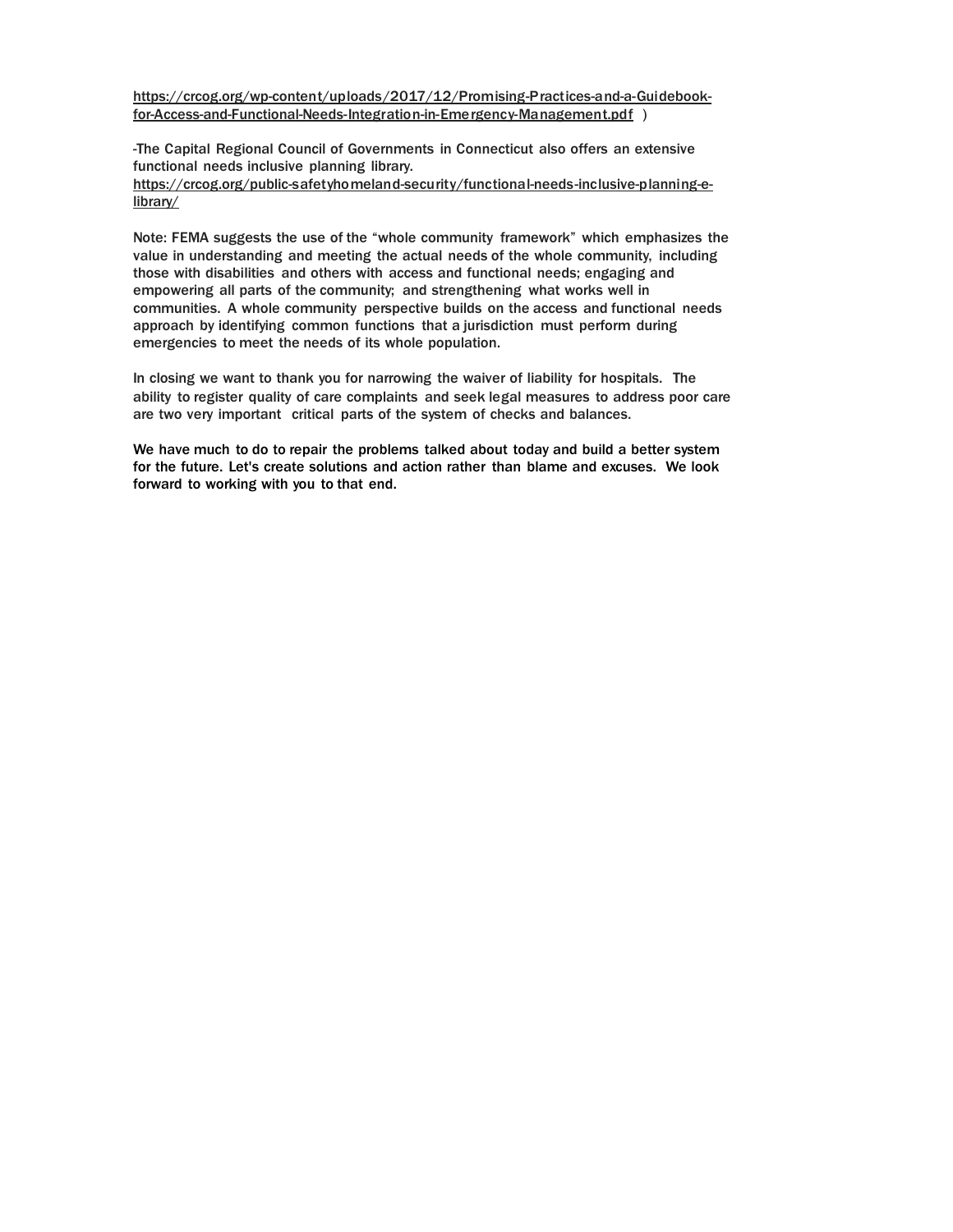https://crcog.org/wp-content/uploads/2017/12/Promising-Practices-and-a-Guidebook-for-Access-and-Functional-Needs-Integration-in-Emergency-Management.pdf )

-The Capital Regional Council of Governments in Connecticut also offers an extensive functional needs inclusive planning library. https://crcog.org/public-safetyhomeland-security/functional-needs-inclusive-planning-e-library/

Note: FEMA suggests the use of the "whole community framework" which emphasizes the value in understanding and meeting the actual needs of the whole community, including those with disabilities and others with access and functional needs; engaging and empowering all parts of the community; and strengthening what works well in communities. A whole community perspective builds on the access and functional needs approach by identifying common functions that a jurisdiction must perform during emergencies to meet the needs of its whole population.

In closing we want to thank you for narrowing the waiver of liability for hospitals. The ability to register quality of care complaints and seek legal measures to address poor care are two very important critical parts of the system of checks and balances.

We have much to do to repair the problems talked about today and build a better system for the future. Let's create solutions and action rather than blame and excuses. We look forward to working with you to that end.